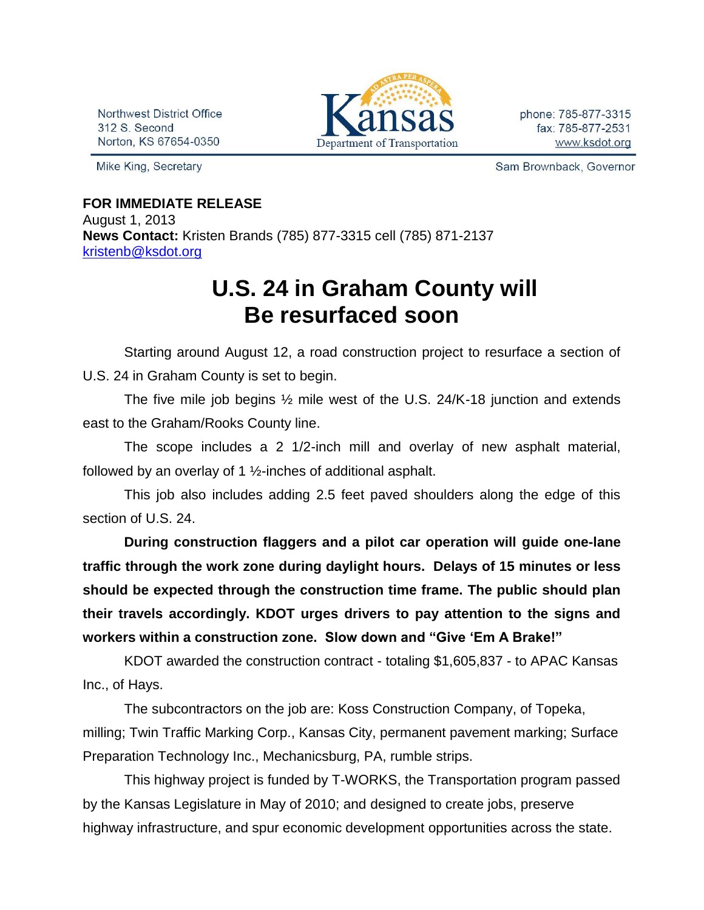Northwest District Office
312 S. Second
Norton, KS 67654-0350

Kansas Department of Transportation

phone: 785-877-3315
fax: 785-877-2531
www.ksdot.org

Mike King, Secretary

Sam Brownback, Governor

**FOR IMMEDIATE RELEASE**
August 1, 2013
**News Contact:** Kristen Brands (785) 877-3315 cell (785) 871-2137
kristenb@ksdot.org

# U.S. 24 in Graham County will Be resurfaced soon

Starting around August 12, a road construction project to resurface a section of U.S. 24 in Graham County is set to begin.

The five mile job begins ½ mile west of the U.S. 24/K-18 junction and extends east to the Graham/Rooks County line.

The scope includes a 2 1/2-inch mill and overlay of new asphalt material, followed by an overlay of 1 ½-inches of additional asphalt.

This job also includes adding 2.5 feet paved shoulders along the edge of this section of U.S. 24.

**During construction flaggers and a pilot car operation will guide one-lane traffic through the work zone during daylight hours. Delays of 15 minutes or less should be expected through the construction time frame. The public should plan their travels accordingly. KDOT urges drivers to pay attention to the signs and workers within a construction zone. Slow down and "Give 'Em A Brake!"**

KDOT awarded the construction contract - totaling $1,605,837 - to APAC Kansas Inc., of Hays.

The subcontractors on the job are: Koss Construction Company, of Topeka, milling; Twin Traffic Marking Corp., Kansas City, permanent pavement marking; Surface Preparation Technology Inc., Mechanicsburg, PA, rumble strips.

This highway project is funded by T-WORKS, the Transportation program passed by the Kansas Legislature in May of 2010; and designed to create jobs, preserve highway infrastructure, and spur economic development opportunities across the state.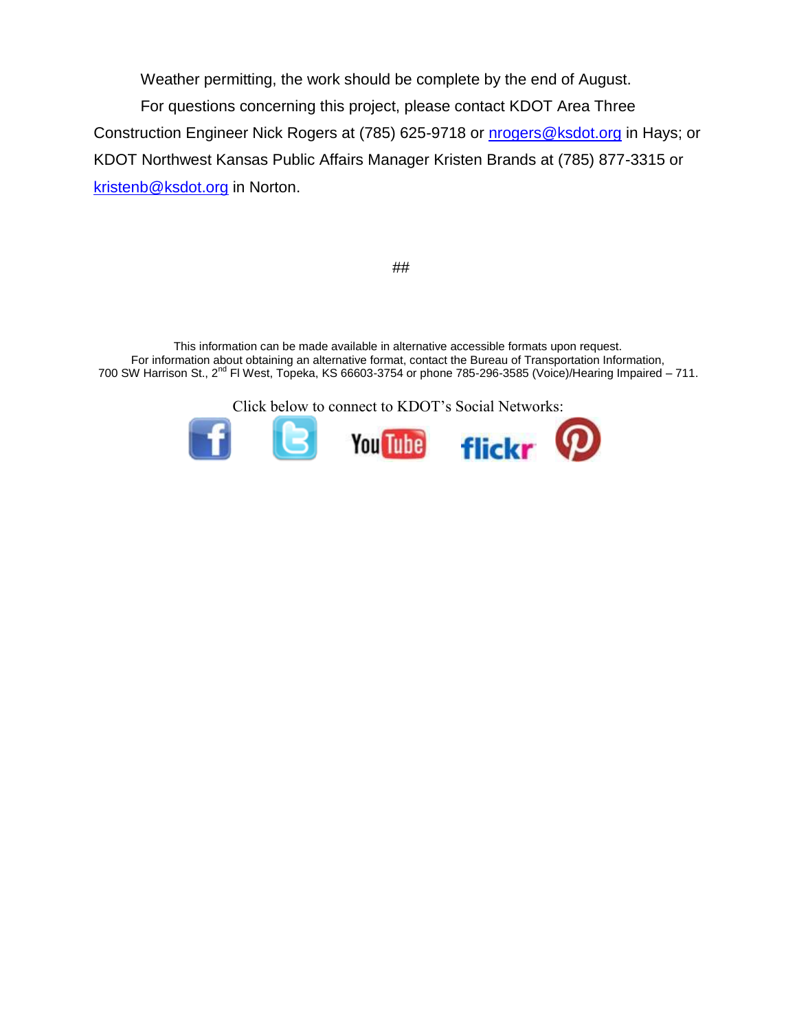Weather permitting, the work should be complete by the end of August.

For questions concerning this project, please contact KDOT Area Three Construction Engineer Nick Rogers at (785) 625-9718 or nrogers@ksdot.org in Hays; or KDOT Northwest Kansas Public Affairs Manager Kristen Brands at (785) 877-3315 or kristenb@ksdot.org in Norton.

##

This information can be made available in alternative accessible formats upon request. For information about obtaining an alternative format, contact the Bureau of Transportation Information, 700 SW Harrison St., 2nd Fl West, Topeka, KS 66603-3754 or phone 785-296-3585 (Voice)/Hearing Impaired – 711.

Click below to connect to KDOT's Social Networks: